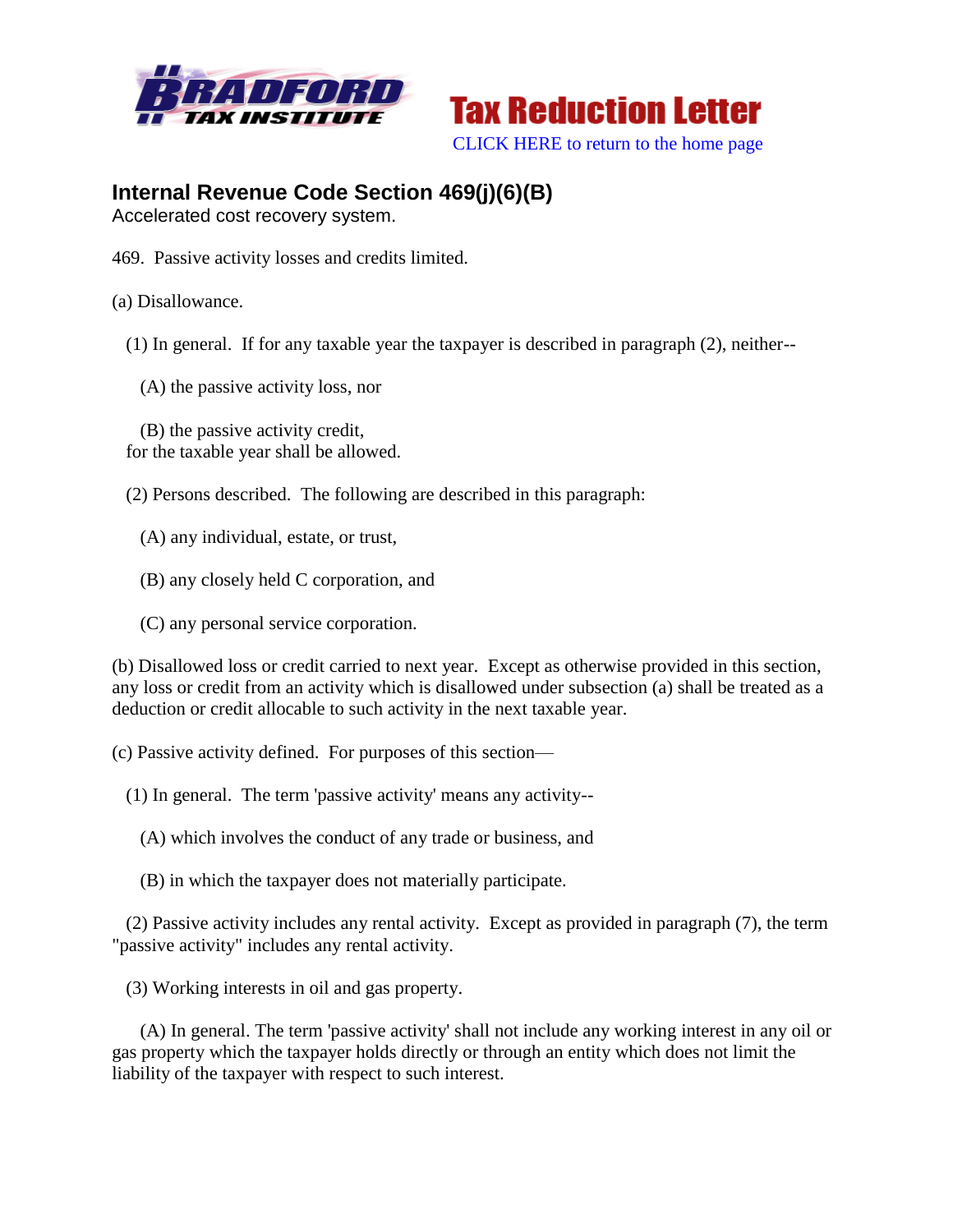Tax Reduction Letter

CLICK HERE to return to the home page

## Internal Revenue Code Section 469(j)(6)(B)

Accelerated cost recovery system.

469. Passive activity losses and credits limited.

(a) Disallowance.

(1) In general. If for any taxable year the taxpayer is described in paragraph (2), neither--

(A) the passive activity loss, nor

(B) the passive activity credit,
for the taxable year shall be allowed.

(2) Persons described. The following are described in this paragraph:

(A) any individual, estate, or trust,

(B) any closely held C corporation, and

(C) any personal service corporation.

(b) Disallowed loss or credit carried to next year. Except as otherwise provided in this section, any loss or credit from an activity which is disallowed under subsection (a) shall be treated as a deduction or credit allocable to such activity in the next taxable year.

(c) Passive activity defined. For purposes of this section—

(1) In general. The term 'passive activity' means any activity--

(A) which involves the conduct of any trade or business, and

(B) in which the taxpayer does not materially participate.

(2) Passive activity includes any rental activity. Except as provided in paragraph (7), the term "passive activity" includes any rental activity.

(3) Working interests in oil and gas property.

(A) In general. The term 'passive activity' shall not include any working interest in any oil or gas property which the taxpayer holds directly or through an entity which does not limit the liability of the taxpayer with respect to such interest.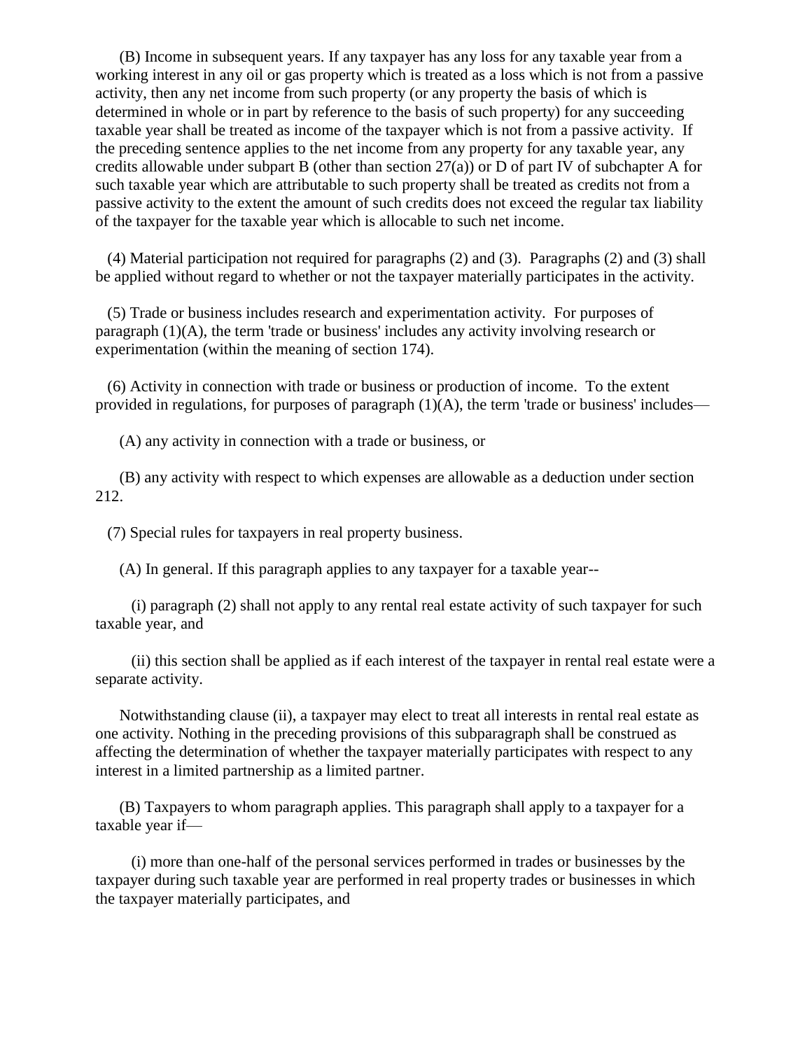(B) Income in subsequent years. If any taxpayer has any loss for any taxable year from a working interest in any oil or gas property which is treated as a loss which is not from a passive activity, then any net income from such property (or any property the basis of which is determined in whole or in part by reference to the basis of such property) for any succeeding taxable year shall be treated as income of the taxpayer which is not from a passive activity. If the preceding sentence applies to the net income from any property for any taxable year, any credits allowable under subpart B (other than section 27(a)) or D of part IV of subchapter A for such taxable year which are attributable to such property shall be treated as credits not from a passive activity to the extent the amount of such credits does not exceed the regular tax liability of the taxpayer for the taxable year which is allocable to such net income.

(4) Material participation not required for paragraphs (2) and (3). Paragraphs (2) and (3) shall be applied without regard to whether or not the taxpayer materially participates in the activity.

(5) Trade or business includes research and experimentation activity. For purposes of paragraph (1)(A), the term 'trade or business' includes any activity involving research or experimentation (within the meaning of section 174).

(6) Activity in connection with trade or business or production of income. To the extent provided in regulations, for purposes of paragraph (1)(A), the term 'trade or business' includes—

(A) any activity in connection with a trade or business, or

(B) any activity with respect to which expenses are allowable as a deduction under section 212.

(7) Special rules for taxpayers in real property business.

(A) In general. If this paragraph applies to any taxpayer for a taxable year--

(i) paragraph (2) shall not apply to any rental real estate activity of such taxpayer for such taxable year, and

(ii) this section shall be applied as if each interest of the taxpayer in rental real estate were a separate activity.

Notwithstanding clause (ii), a taxpayer may elect to treat all interests in rental real estate as one activity. Nothing in the preceding provisions of this subparagraph shall be construed as affecting the determination of whether the taxpayer materially participates with respect to any interest in a limited partnership as a limited partner.

(B) Taxpayers to whom paragraph applies. This paragraph shall apply to a taxpayer for a taxable year if—

(i) more than one-half of the personal services performed in trades or businesses by the taxpayer during such taxable year are performed in real property trades or businesses in which the taxpayer materially participates, and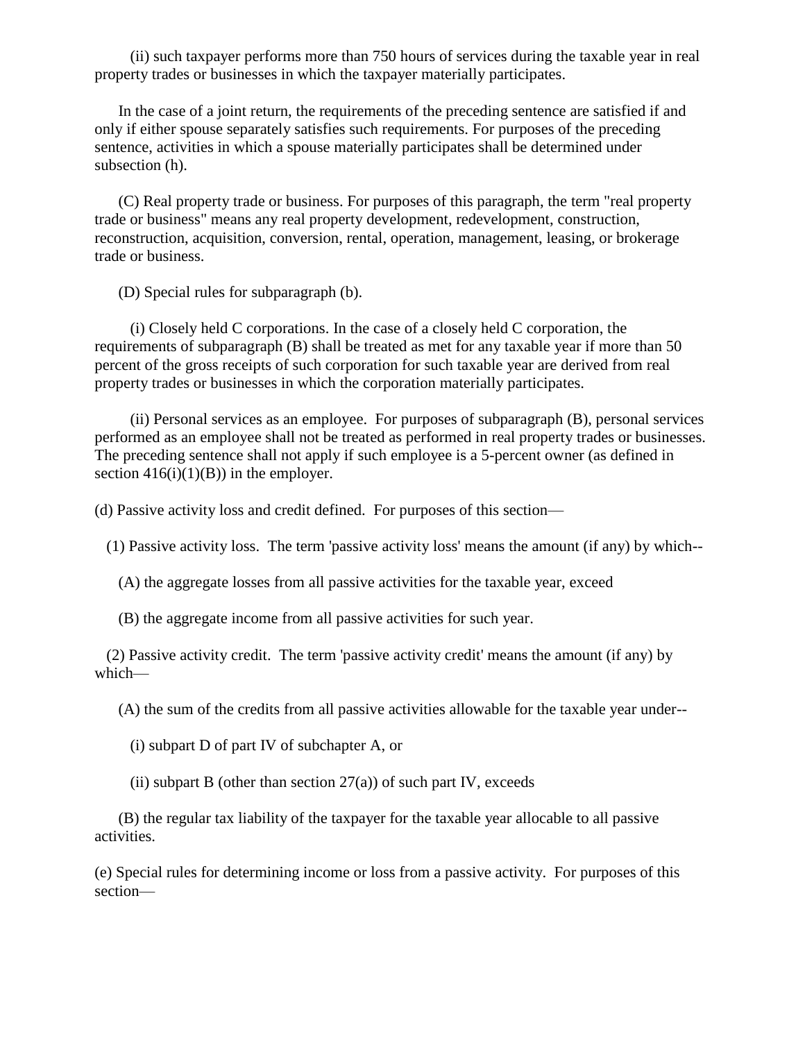(ii) such taxpayer performs more than 750 hours of services during the taxable year in real property trades or businesses in which the taxpayer materially participates.

In the case of a joint return, the requirements of the preceding sentence are satisfied if and only if either spouse separately satisfies such requirements. For purposes of the preceding sentence, activities in which a spouse materially participates shall be determined under subsection (h).

(C) Real property trade or business. For purposes of this paragraph, the term "real property trade or business" means any real property development, redevelopment, construction, reconstruction, acquisition, conversion, rental, operation, management, leasing, or brokerage trade or business.

(D) Special rules for subparagraph (b).

(i) Closely held C corporations. In the case of a closely held C corporation, the requirements of subparagraph (B) shall be treated as met for any taxable year if more than 50 percent of the gross receipts of such corporation for such taxable year are derived from real property trades or businesses in which the corporation materially participates.

(ii) Personal services as an employee. For purposes of subparagraph (B), personal services performed as an employee shall not be treated as performed in real property trades or businesses. The preceding sentence shall not apply if such employee is a 5-percent owner (as defined in section 416(i)(1)(B)) in the employer.

(d) Passive activity loss and credit defined. For purposes of this section—

(1) Passive activity loss. The term 'passive activity loss' means the amount (if any) by which--

(A) the aggregate losses from all passive activities for the taxable year, exceed

(B) the aggregate income from all passive activities for such year.

(2) Passive activity credit. The term 'passive activity credit' means the amount (if any) by which—

(A) the sum of the credits from all passive activities allowable for the taxable year under--

(i) subpart D of part IV of subchapter A, or

(ii) subpart B (other than section 27(a)) of such part IV, exceeds

(B) the regular tax liability of the taxpayer for the taxable year allocable to all passive activities.

(e) Special rules for determining income or loss from a passive activity. For purposes of this section—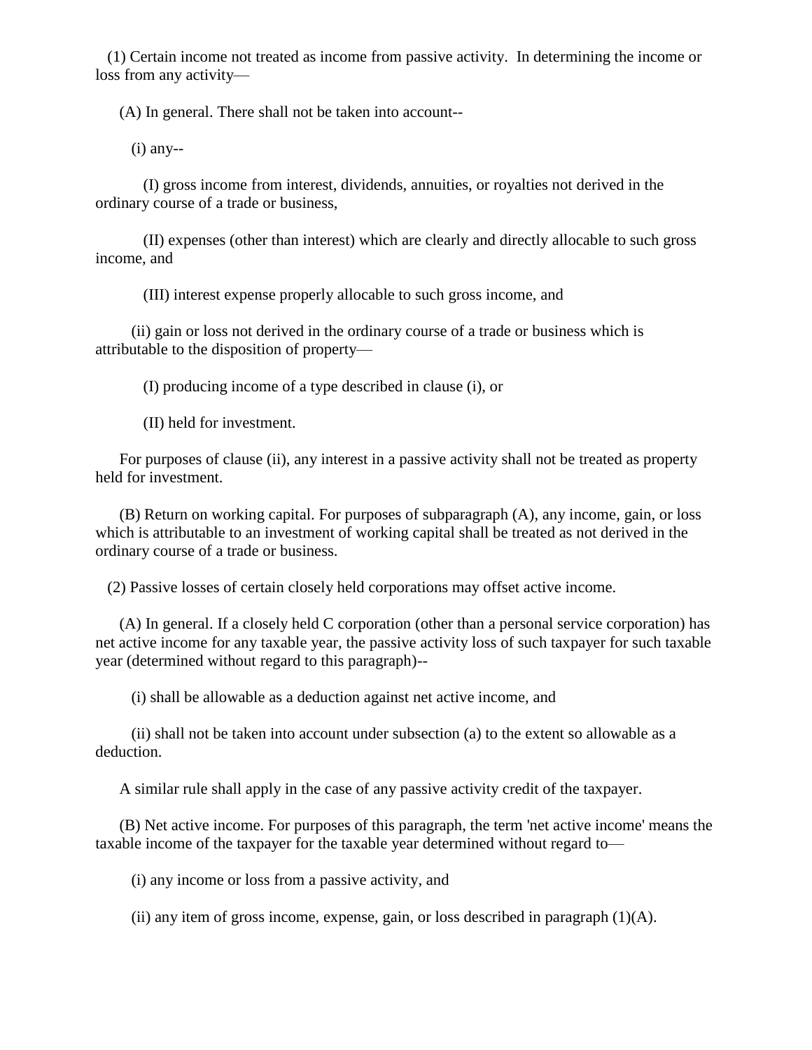(1) Certain income not treated as income from passive activity. In determining the income or loss from any activity—

(A) In general. There shall not be taken into account--

(i) any--

(I) gross income from interest, dividends, annuities, or royalties not derived in the ordinary course of a trade or business,

(II) expenses (other than interest) which are clearly and directly allocable to such gross income, and

(III) interest expense properly allocable to such gross income, and

(ii) gain or loss not derived in the ordinary course of a trade or business which is attributable to the disposition of property—

(I) producing income of a type described in clause (i), or

(II) held for investment.

For purposes of clause (ii), any interest in a passive activity shall not be treated as property held for investment.

(B) Return on working capital. For purposes of subparagraph (A), any income, gain, or loss which is attributable to an investment of working capital shall be treated as not derived in the ordinary course of a trade or business.

(2) Passive losses of certain closely held corporations may offset active income.

(A) In general. If a closely held C corporation (other than a personal service corporation) has net active income for any taxable year, the passive activity loss of such taxpayer for such taxable year (determined without regard to this paragraph)--

(i) shall be allowable as a deduction against net active income, and

(ii) shall not be taken into account under subsection (a) to the extent so allowable as a deduction.

A similar rule shall apply in the case of any passive activity credit of the taxpayer.

(B) Net active income. For purposes of this paragraph, the term 'net active income' means the taxable income of the taxpayer for the taxable year determined without regard to—

(i) any income or loss from a passive activity, and

(ii) any item of gross income, expense, gain, or loss described in paragraph (1)(A).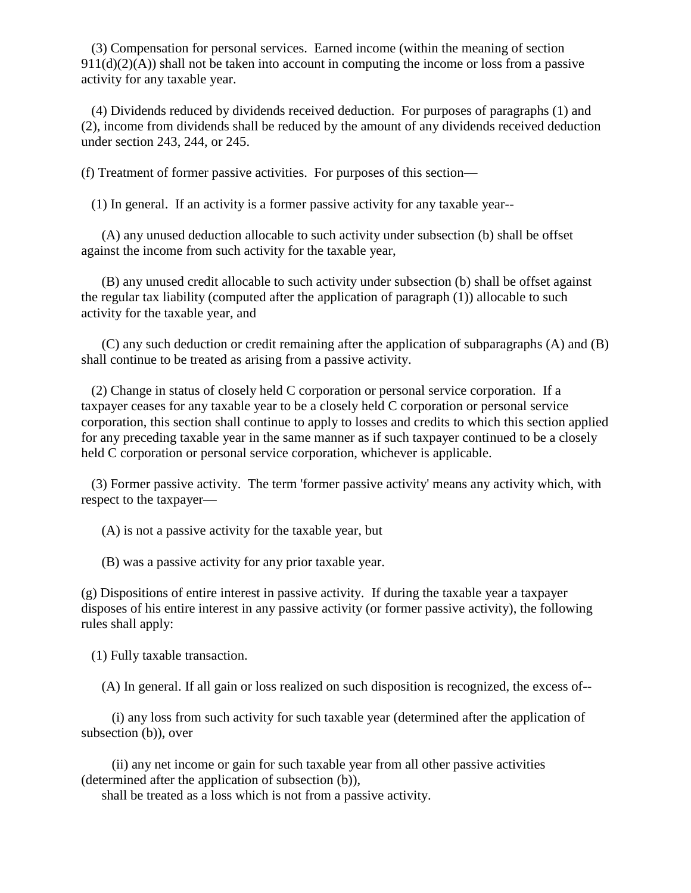(3) Compensation for personal services. Earned income (within the meaning of section 911(d)(2)(A)) shall not be taken into account in computing the income or loss from a passive activity for any taxable year.

(4) Dividends reduced by dividends received deduction. For purposes of paragraphs (1) and (2), income from dividends shall be reduced by the amount of any dividends received deduction under section 243, 244, or 245.

(f) Treatment of former passive activities. For purposes of this section—

(1) In general. If an activity is a former passive activity for any taxable year--

(A) any unused deduction allocable to such activity under subsection (b) shall be offset against the income from such activity for the taxable year,

(B) any unused credit allocable to such activity under subsection (b) shall be offset against the regular tax liability (computed after the application of paragraph (1)) allocable to such activity for the taxable year, and

(C) any such deduction or credit remaining after the application of subparagraphs (A) and (B) shall continue to be treated as arising from a passive activity.

(2) Change in status of closely held C corporation or personal service corporation. If a taxpayer ceases for any taxable year to be a closely held C corporation or personal service corporation, this section shall continue to apply to losses and credits to which this section applied for any preceding taxable year in the same manner as if such taxpayer continued to be a closely held C corporation or personal service corporation, whichever is applicable.

(3) Former passive activity. The term 'former passive activity' means any activity which, with respect to the taxpayer—

(A) is not a passive activity for the taxable year, but

(B) was a passive activity for any prior taxable year.

(g) Dispositions of entire interest in passive activity. If during the taxable year a taxpayer disposes of his entire interest in any passive activity (or former passive activity), the following rules shall apply:

(1) Fully taxable transaction.

(A) In general. If all gain or loss realized on such disposition is recognized, the excess of--

(i) any loss from such activity for such taxable year (determined after the application of subsection (b)), over

(ii) any net income or gain for such taxable year from all other passive activities (determined after the application of subsection (b)),

shall be treated as a loss which is not from a passive activity.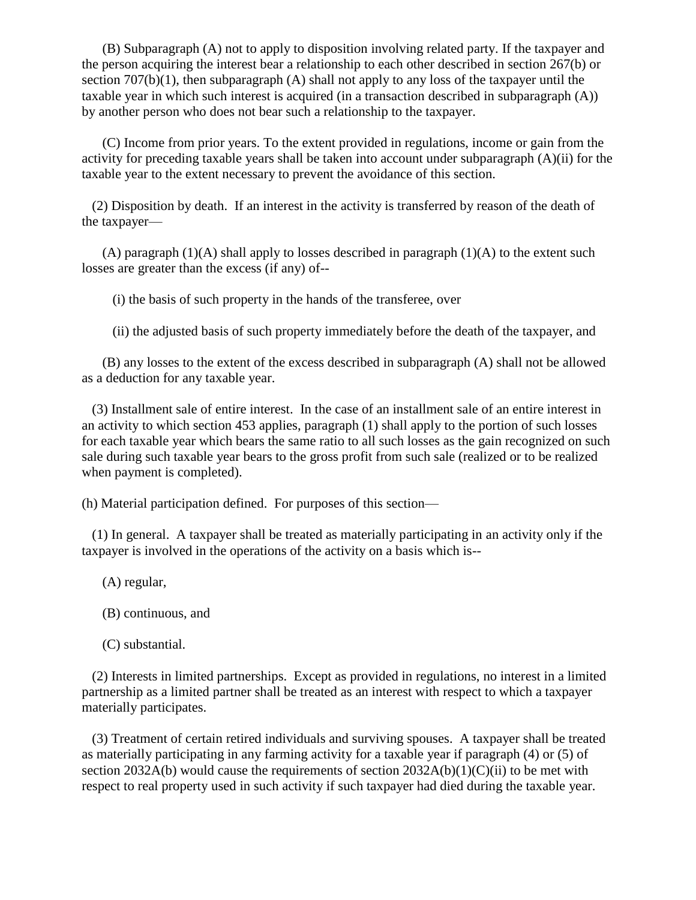(B) Subparagraph (A) not to apply to disposition involving related party. If the taxpayer and the person acquiring the interest bear a relationship to each other described in section 267(b) or section 707(b)(1), then subparagraph (A) shall not apply to any loss of the taxpayer until the taxable year in which such interest is acquired (in a transaction described in subparagraph (A)) by another person who does not bear such a relationship to the taxpayer.

(C) Income from prior years. To the extent provided in regulations, income or gain from the activity for preceding taxable years shall be taken into account under subparagraph (A)(ii) for the taxable year to the extent necessary to prevent the avoidance of this section.

(2) Disposition by death. If an interest in the activity is transferred by reason of the death of the taxpayer—

(A) paragraph (1)(A) shall apply to losses described in paragraph (1)(A) to the extent such losses are greater than the excess (if any) of--

(i) the basis of such property in the hands of the transferee, over

(ii) the adjusted basis of such property immediately before the death of the taxpayer, and

(B) any losses to the extent of the excess described in subparagraph (A) shall not be allowed as a deduction for any taxable year.

(3) Installment sale of entire interest. In the case of an installment sale of an entire interest in an activity to which section 453 applies, paragraph (1) shall apply to the portion of such losses for each taxable year which bears the same ratio to all such losses as the gain recognized on such sale during such taxable year bears to the gross profit from such sale (realized or to be realized when payment is completed).

(h) Material participation defined. For purposes of this section—

(1) In general. A taxpayer shall be treated as materially participating in an activity only if the taxpayer is involved in the operations of the activity on a basis which is--

(A) regular,

(B) continuous, and

(C) substantial.

(2) Interests in limited partnerships. Except as provided in regulations, no interest in a limited partnership as a limited partner shall be treated as an interest with respect to which a taxpayer materially participates.

(3) Treatment of certain retired individuals and surviving spouses. A taxpayer shall be treated as materially participating in any farming activity for a taxable year if paragraph (4) or (5) of section 2032A(b) would cause the requirements of section 2032A(b)(1)(C)(ii) to be met with respect to real property used in such activity if such taxpayer had died during the taxable year.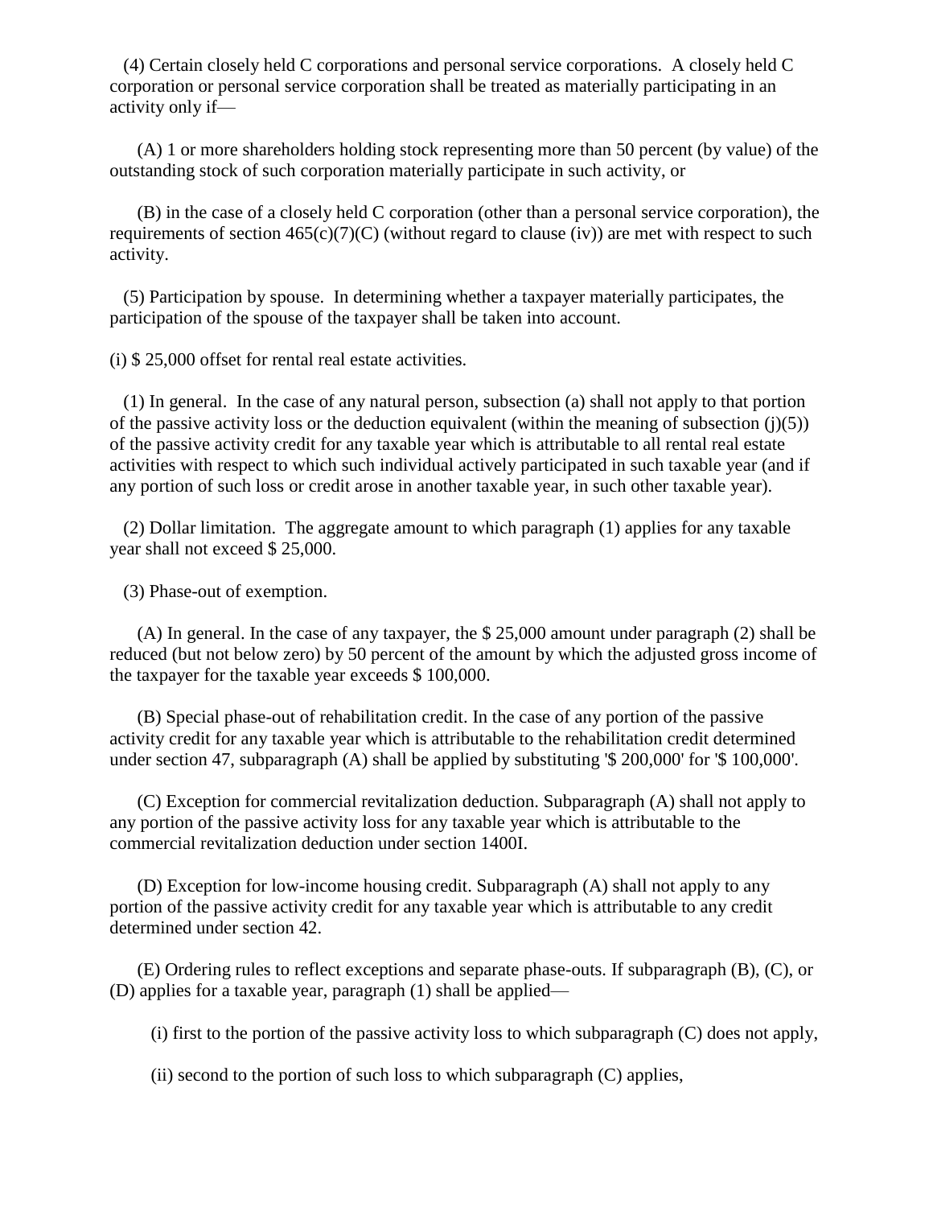(4) Certain closely held C corporations and personal service corporations. A closely held C corporation or personal service corporation shall be treated as materially participating in an activity only if—

(A) 1 or more shareholders holding stock representing more than 50 percent (by value) of the outstanding stock of such corporation materially participate in such activity, or

(B) in the case of a closely held C corporation (other than a personal service corporation), the requirements of section 465(c)(7)(C) (without regard to clause (iv)) are met with respect to such activity.

(5) Participation by spouse. In determining whether a taxpayer materially participates, the participation of the spouse of the taxpayer shall be taken into account.

(i) $ 25,000 offset for rental real estate activities.

(1) In general. In the case of any natural person, subsection (a) shall not apply to that portion of the passive activity loss or the deduction equivalent (within the meaning of subsection (j)(5)) of the passive activity credit for any taxable year which is attributable to all rental real estate activities with respect to which such individual actively participated in such taxable year (and if any portion of such loss or credit arose in another taxable year, in such other taxable year).

(2) Dollar limitation. The aggregate amount to which paragraph (1) applies for any taxable year shall not exceed $ 25,000.

(3) Phase-out of exemption.

(A) In general. In the case of any taxpayer, the $ 25,000 amount under paragraph (2) shall be reduced (but not below zero) by 50 percent of the amount by which the adjusted gross income of the taxpayer for the taxable year exceeds $ 100,000.

(B) Special phase-out of rehabilitation credit. In the case of any portion of the passive activity credit for any taxable year which is attributable to the rehabilitation credit determined under section 47, subparagraph (A) shall be applied by substituting '$ 200,000' for '$ 100,000'.

(C) Exception for commercial revitalization deduction. Subparagraph (A) shall not apply to any portion of the passive activity loss for any taxable year which is attributable to the commercial revitalization deduction under section 1400I.

(D) Exception for low-income housing credit. Subparagraph (A) shall not apply to any portion of the passive activity credit for any taxable year which is attributable to any credit determined under section 42.

(E) Ordering rules to reflect exceptions and separate phase-outs. If subparagraph (B), (C), or (D) applies for a taxable year, paragraph (1) shall be applied—

(i) first to the portion of the passive activity loss to which subparagraph (C) does not apply,

(ii) second to the portion of such loss to which subparagraph (C) applies,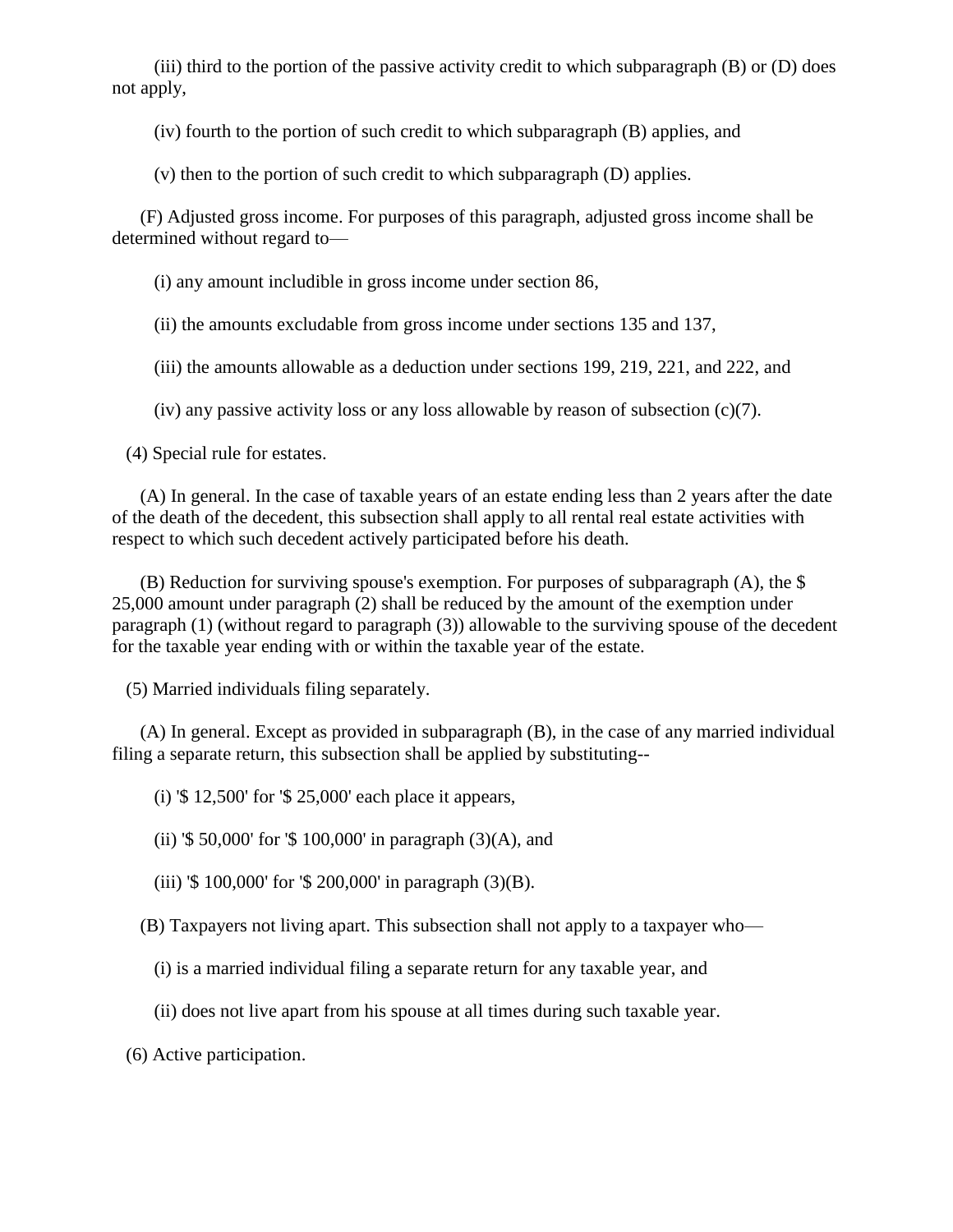(iii) third to the portion of the passive activity credit to which subparagraph (B) or (D) does not apply,

(iv) fourth to the portion of such credit to which subparagraph (B) applies, and

(v) then to the portion of such credit to which subparagraph (D) applies.

(F) Adjusted gross income. For purposes of this paragraph, adjusted gross income shall be determined without regard to—

(i) any amount includible in gross income under section 86,

(ii) the amounts excludable from gross income under sections 135 and 137,

(iii) the amounts allowable as a deduction under sections 199, 219, 221, and 222, and

(iv) any passive activity loss or any loss allowable by reason of subsection (c)(7).

(4) Special rule for estates.

(A) In general. In the case of taxable years of an estate ending less than 2 years after the date of the death of the decedent, this subsection shall apply to all rental real estate activities with respect to which such decedent actively participated before his death.

(B) Reduction for surviving spouse's exemption. For purposes of subparagraph (A), the $ 25,000 amount under paragraph (2) shall be reduced by the amount of the exemption under paragraph (1) (without regard to paragraph (3)) allowable to the surviving spouse of the decedent for the taxable year ending with or within the taxable year of the estate.

(5) Married individuals filing separately.

(A) In general. Except as provided in subparagraph (B), in the case of any married individual filing a separate return, this subsection shall be applied by substituting--

(i) '$ 12,500' for '$ 25,000' each place it appears,

(ii) '$ 50,000' for '$ 100,000' in paragraph (3)(A), and

(iii) '$ 100,000' for '$ 200,000' in paragraph (3)(B).

(B) Taxpayers not living apart. This subsection shall not apply to a taxpayer who—

(i) is a married individual filing a separate return for any taxable year, and

(ii) does not live apart from his spouse at all times during such taxable year.

(6) Active participation.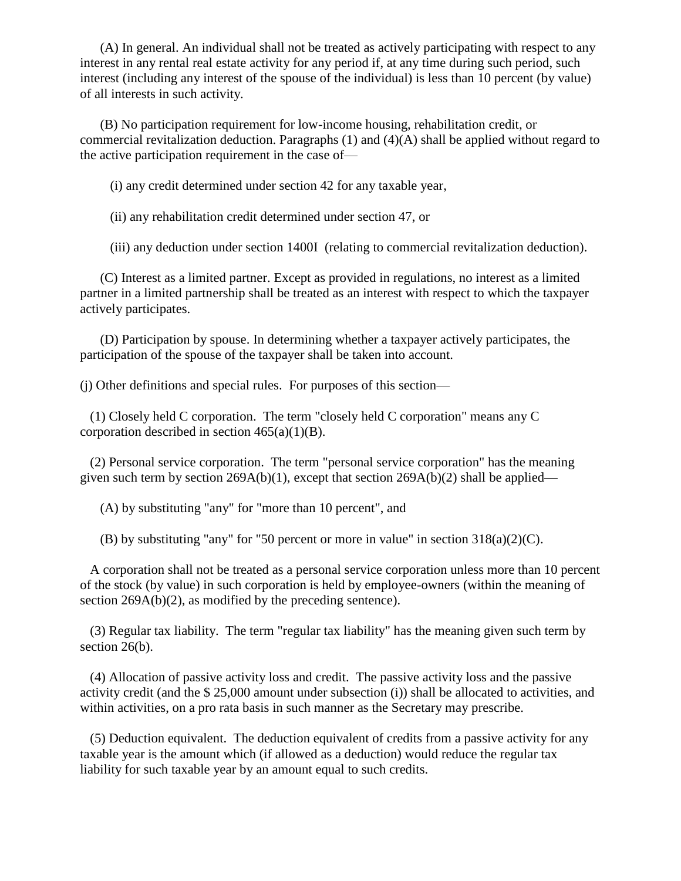(A) In general. An individual shall not be treated as actively participating with respect to any interest in any rental real estate activity for any period if, at any time during such period, such interest (including any interest of the spouse of the individual) is less than 10 percent (by value) of all interests in such activity.

(B) No participation requirement for low-income housing, rehabilitation credit, or commercial revitalization deduction. Paragraphs (1) and (4)(A) shall be applied without regard to the active participation requirement in the case of—

(i) any credit determined under section 42 for any taxable year,

(ii) any rehabilitation credit determined under section 47, or

(iii) any deduction under section 1400I (relating to commercial revitalization deduction).

(C) Interest as a limited partner. Except as provided in regulations, no interest as a limited partner in a limited partnership shall be treated as an interest with respect to which the taxpayer actively participates.

(D) Participation by spouse. In determining whether a taxpayer actively participates, the participation of the spouse of the taxpayer shall be taken into account.

(j) Other definitions and special rules. For purposes of this section—

(1) Closely held C corporation. The term "closely held C corporation" means any C corporation described in section 465(a)(1)(B).

(2) Personal service corporation. The term "personal service corporation" has the meaning given such term by section 269A(b)(1), except that section 269A(b)(2) shall be applied—

(A) by substituting "any" for "more than 10 percent", and

(B) by substituting "any" for "50 percent or more in value" in section 318(a)(2)(C).

A corporation shall not be treated as a personal service corporation unless more than 10 percent of the stock (by value) in such corporation is held by employee-owners (within the meaning of section 269A(b)(2), as modified by the preceding sentence).

(3) Regular tax liability. The term "regular tax liability" has the meaning given such term by section 26(b).

(4) Allocation of passive activity loss and credit. The passive activity loss and the passive activity credit (and the $ 25,000 amount under subsection (i)) shall be allocated to activities, and within activities, on a pro rata basis in such manner as the Secretary may prescribe.

(5) Deduction equivalent. The deduction equivalent of credits from a passive activity for any taxable year is the amount which (if allowed as a deduction) would reduce the regular tax liability for such taxable year by an amount equal to such credits.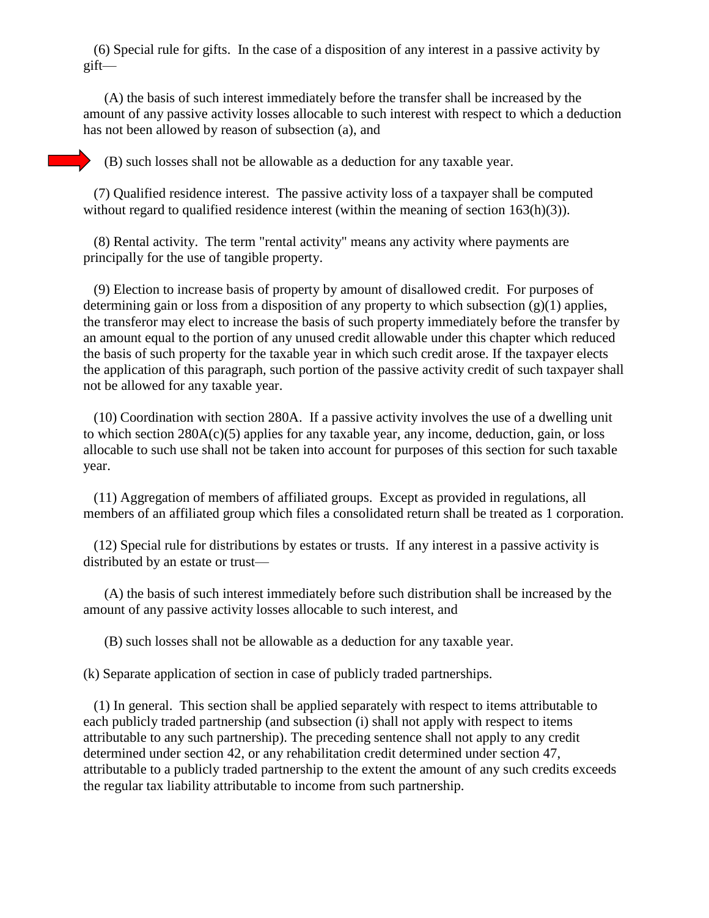(6) Special rule for gifts. In the case of a disposition of any interest in a passive activity by gift—

(A) the basis of such interest immediately before the transfer shall be increased by the amount of any passive activity losses allocable to such interest with respect to which a deduction has not been allowed by reason of subsection (a), and

(B) such losses shall not be allowable as a deduction for any taxable year.

(7) Qualified residence interest. The passive activity loss of a taxpayer shall be computed without regard to qualified residence interest (within the meaning of section 163(h)(3)).

(8) Rental activity. The term "rental activity" means any activity where payments are principally for the use of tangible property.

(9) Election to increase basis of property by amount of disallowed credit. For purposes of determining gain or loss from a disposition of any property to which subsection (g)(1) applies, the transferor may elect to increase the basis of such property immediately before the transfer by an amount equal to the portion of any unused credit allowable under this chapter which reduced the basis of such property for the taxable year in which such credit arose. If the taxpayer elects the application of this paragraph, such portion of the passive activity credit of such taxpayer shall not be allowed for any taxable year.

(10) Coordination with section 280A. If a passive activity involves the use of a dwelling unit to which section 280A(c)(5) applies for any taxable year, any income, deduction, gain, or loss allocable to such use shall not be taken into account for purposes of this section for such taxable year.

(11) Aggregation of members of affiliated groups. Except as provided in regulations, all members of an affiliated group which files a consolidated return shall be treated as 1 corporation.

(12) Special rule for distributions by estates or trusts. If any interest in a passive activity is distributed by an estate or trust—

(A) the basis of such interest immediately before such distribution shall be increased by the amount of any passive activity losses allocable to such interest, and

(B) such losses shall not be allowable as a deduction for any taxable year.

(k) Separate application of section in case of publicly traded partnerships.

(1) In general. This section shall be applied separately with respect to items attributable to each publicly traded partnership (and subsection (i) shall not apply with respect to items attributable to any such partnership). The preceding sentence shall not apply to any credit determined under section 42, or any rehabilitation credit determined under section 47, attributable to a publicly traded partnership to the extent the amount of any such credits exceeds the regular tax liability attributable to income from such partnership.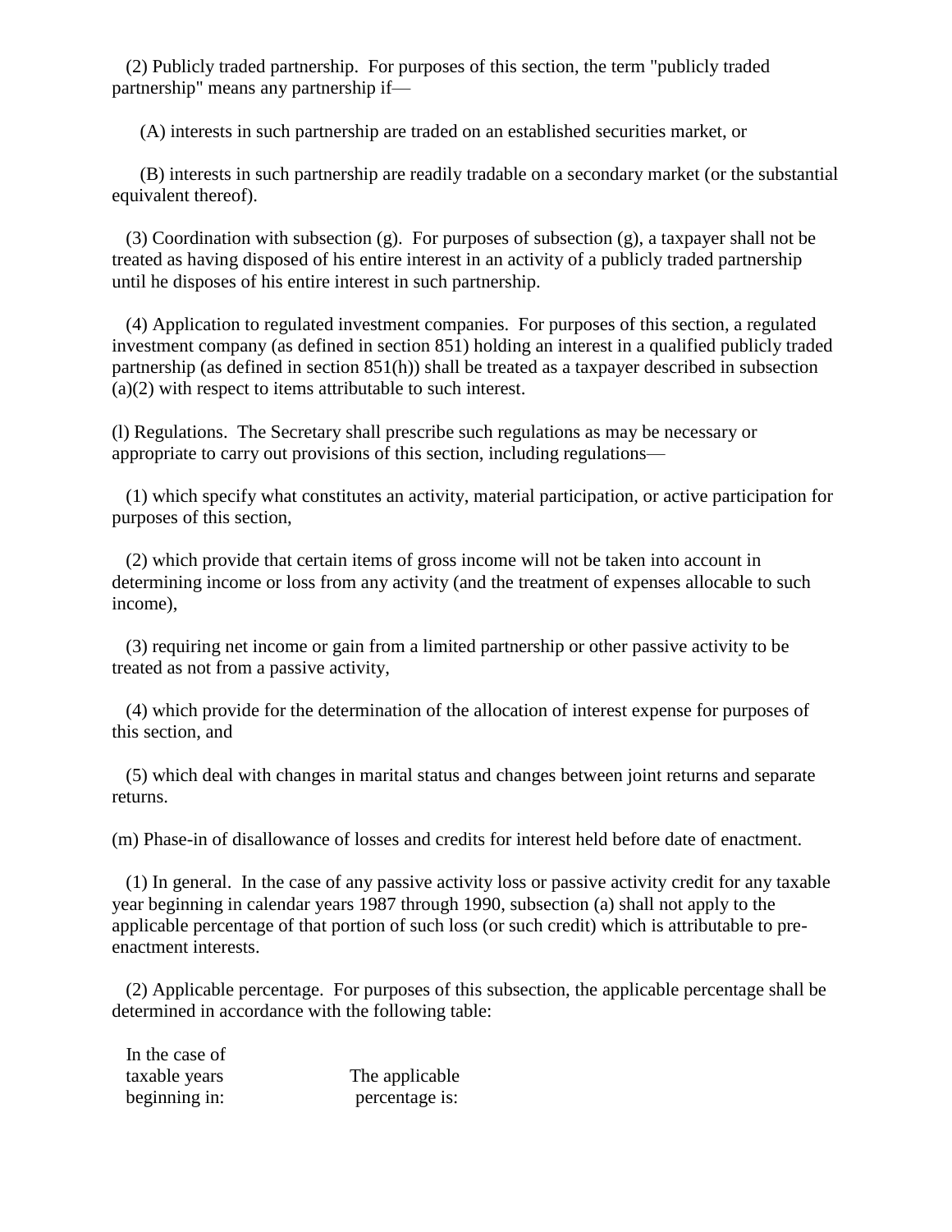(2) Publicly traded partnership. For purposes of this section, the term "publicly traded partnership" means any partnership if—

(A) interests in such partnership are traded on an established securities market, or

(B) interests in such partnership are readily tradable on a secondary market (or the substantial equivalent thereof).

(3) Coordination with subsection (g). For purposes of subsection (g), a taxpayer shall not be treated as having disposed of his entire interest in an activity of a publicly traded partnership until he disposes of his entire interest in such partnership.

(4) Application to regulated investment companies. For purposes of this section, a regulated investment company (as defined in section 851) holding an interest in a qualified publicly traded partnership (as defined in section 851(h)) shall be treated as a taxpayer described in subsection (a)(2) with respect to items attributable to such interest.

(l) Regulations. The Secretary shall prescribe such regulations as may be necessary or appropriate to carry out provisions of this section, including regulations—

(1) which specify what constitutes an activity, material participation, or active participation for purposes of this section,

(2) which provide that certain items of gross income will not be taken into account in determining income or loss from any activity (and the treatment of expenses allocable to such income),

(3) requiring net income or gain from a limited partnership or other passive activity to be treated as not from a passive activity,

(4) which provide for the determination of the allocation of interest expense for purposes of this section, and

(5) which deal with changes in marital status and changes between joint returns and separate returns.

(m) Phase-in of disallowance of losses and credits for interest held before date of enactment.

(1) In general. In the case of any passive activity loss or passive activity credit for any taxable year beginning in calendar years 1987 through 1990, subsection (a) shall not apply to the applicable percentage of that portion of such loss (or such credit) which is attributable to pre-enactment interests.

(2) Applicable percentage. For purposes of this subsection, the applicable percentage shall be determined in accordance with the following table:

| In the case of taxable years beginning in: | The applicable percentage is: |
| --- | --- |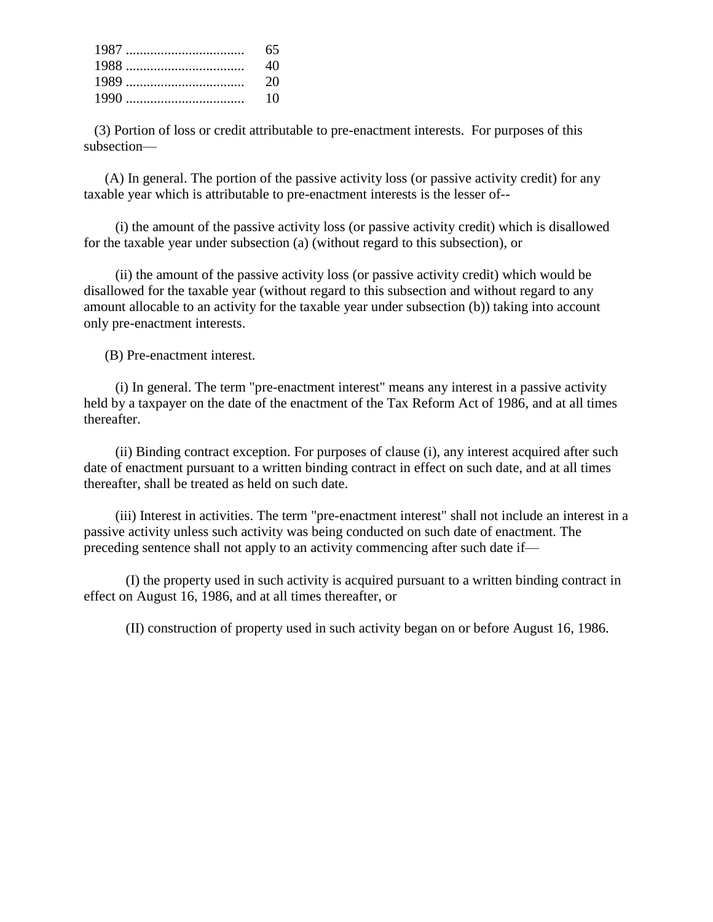| | |
|---|---|
| 1987 .................................. | 65 |
| 1988 .................................. | 40 |
| 1989 .................................. | 20 |
| 1990 .................................. | 10 |

(3) Portion of loss or credit attributable to pre-enactment interests. For purposes of this subsection—

(A) In general. The portion of the passive activity loss (or passive activity credit) for any taxable year which is attributable to pre-enactment interests is the lesser of--

(i) the amount of the passive activity loss (or passive activity credit) which is disallowed for the taxable year under subsection (a) (without regard to this subsection), or

(ii) the amount of the passive activity loss (or passive activity credit) which would be disallowed for the taxable year (without regard to this subsection and without regard to any amount allocable to an activity for the taxable year under subsection (b)) taking into account only pre-enactment interests.

(B) Pre-enactment interest.

(i) In general. The term "pre-enactment interest" means any interest in a passive activity held by a taxpayer on the date of the enactment of the Tax Reform Act of 1986, and at all times thereafter.

(ii) Binding contract exception. For purposes of clause (i), any interest acquired after such date of enactment pursuant to a written binding contract in effect on such date, and at all times thereafter, shall be treated as held on such date.

(iii) Interest in activities. The term "pre-enactment interest" shall not include an interest in a passive activity unless such activity was being conducted on such date of enactment. The preceding sentence shall not apply to an activity commencing after such date if—

(I) the property used in such activity is acquired pursuant to a written binding contract in effect on August 16, 1986, and at all times thereafter, or

(II) construction of property used in such activity began on or before August 16, 1986.